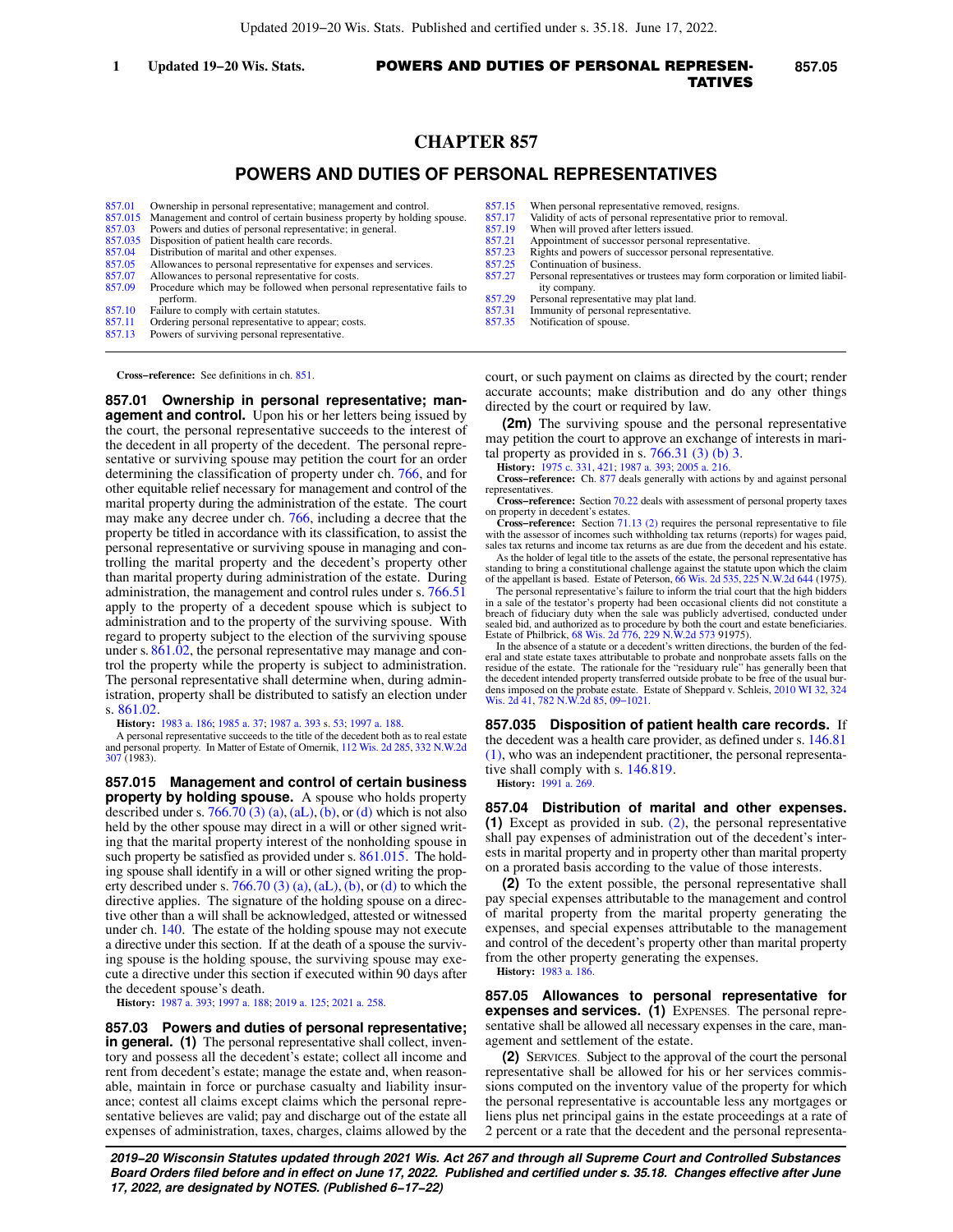# CHAPTER 857

## POWERS AND DUTIES OF PERSONAL REPRESENTATIVES

| | |
|---|---|
| 857.01 | Ownership in personal representative; management and control. |
| 857.015 | Management and control of certain business property by holding spouse. |
| 857.03 | Powers and duties of personal representative; in general. |
| 857.035 | Disposition of patient health care records. |
| 857.04 | Distribution of marital and other expenses. |
| 857.05 | Allowances to personal representative for expenses and services. |
| 857.07 | Allowances to personal representative for costs. |
| 857.09 | Procedure which may be followed when personal representative fails to perform. |
| 857.10 | Failure to comply with certain statutes. |
| 857.11 | Ordering personal representative to appear; costs. |
| 857.13 | Powers of surviving personal representative. |
| 857.15 | When personal representative removed, resigns. |
| 857.17 | Validity of acts of personal representative prior to removal. |
| 857.19 | When will proved after letters issued. |
| 857.21 | Appointment of successor personal representative. |
| 857.23 | Rights and powers of successor personal representative. |
| 857.25 | Continuation of business. |
| 857.27 | Personal representatives or trustees may form corporation or limited liability company. |
| 857.29 | Personal representative may plat land. |
| 857.31 | Immunity of personal representative. |
| 857.35 | Notification of spouse. |

**Cross-reference:** See definitions in ch. 851.

**857.01 Ownership in personal representative; management and control.** Upon his or her letters being issued by the court, the personal representative succeeds to the interest of the decedent in all property of the decedent. The personal representative or surviving spouse may petition the court for an order determining the classification of property under ch. 766, and for other equitable relief necessary for management and control of the marital property during the administration of the estate. The court may make any decree under ch. 766, including a decree that the property be titled in accordance with its classification, to assist the personal representative or surviving spouse in managing and controlling the marital property and the decedent's property other than marital property during administration of the estate. During administration, the management and control rules under s. 766.51 apply to the property of a decedent spouse which is subject to administration and to the property of the surviving spouse. With regard to property subject to the election of the surviving spouse under s. 861.02, the personal representative may manage and control the property while the property is subject to administration. The personal representative shall determine when, during administration, property shall be distributed to satisfy an election under s. 861.02.

**History:** 1983 a. 186; 1985 a. 37; 1987 a. 393 s. 53; 1997 a. 188.

A personal representative succeeds to the title of the decedent both as to real estate and personal property. In Matter of Estate of Omernik, 112 Wis. 2d 285, 332 N.W.2d 307 (1983).

**857.015 Management and control of certain business property by holding spouse.** A spouse who holds property described under s. 766.70 (3) (a), (aL), (b), or (d) which is not also held by the other spouse may direct in a will or other signed writing that the marital property interest of the nonholding spouse in such property be satisfied as provided under s. 861.015. The holding spouse shall identify in a will or other signed writing the property described under s. 766.70 (3) (a), (aL), (b), or (d) to which the directive applies. The signature of the holding spouse on a directive other than a will shall be acknowledged, attested or witnessed under ch. 140. The estate of the holding spouse may not execute a directive under this section. If at the death of a spouse the surviving spouse is the holding spouse, the surviving spouse may execute a directive under this section if executed within 90 days after the decedent spouse's death.

**History:** 1987 a. 393; 1997 a. 188; 2019 a. 125; 2021 a. 258.

**857.03 Powers and duties of personal representative; in general. (1)** The personal representative shall collect, inventory and possess all the decedent's estate; collect all income and rent from decedent's estate; manage the estate and, when reasonable, maintain in force or purchase casualty and liability insurance; contest all claims except claims which the personal representative believes are valid; pay and discharge out of the estate all expenses of administration, taxes, charges, claims allowed by the court, or such payment on claims as directed by the court; render accurate accounts; make distribution and do any other things directed by the court or required by law.

**(2m)** The surviving spouse and the personal representative may petition the court to approve an exchange of interests in marital property as provided in s. 766.31 (3) (b) 3.

**History:** 1975 c. 331, 421; 1987 a. 393; 2005 a. 216.

**Cross-reference:** Ch. 877 deals generally with actions by and against personal representatives.

**Cross-reference:** Section 70.22 deals with assessment of personal property taxes on property in decedent's estates.

**Cross-reference:** Section 71.13 (2) requires the personal representative to file with the assessor of incomes such withholding tax returns (reports) for wages paid, sales tax returns and income tax returns as are due from the decedent and his estate.

As the holder of legal title to the assets of the estate, the personal representative has standing to bring a constitutional challenge against the statute upon which the claim of the appellant is based. Estate of Peterson, 66 Wis. 2d 535, 225 N.W.2d 644 (1975).

The personal representative's failure to inform the trial court that the high bidders in a sale of the testator's property had been occasional clients did not constitute a breach of fiduciary duty when the sale was publicly advertised, conducted under sealed bid, and authorized as to procedure by both the court and estate beneficiaries. Estate of Philbrick, 68 Wis. 2d 776, 229 N.W.2d 573 91975).

In the absence of a statute or a decedent's written directions, the burden of the federal and state estate taxes attributable to probate and nonprobate assets falls on the residue of the estate. The rationale for the "residuary rule" has generally been that the decedent intended property transferred outside probate to be free of the usual burdens imposed on the probate estate. Estate of Sheppard v. Schleis, 2010 WI 32, 324 Wis. 2d 41, 782 N.W.2d 85, 09−1021.

**857.035 Disposition of patient health care records.** If the decedent was a health care provider, as defined under s. 146.81 (1), who was an independent practitioner, the personal representative shall comply with s. 146.819.

**History:** 1991 a. 269.

**857.04 Distribution of marital and other expenses. (1)** Except as provided in sub. (2), the personal representative shall pay expenses of administration out of the decedent's interests in marital property and in property other than marital property on a prorated basis according to the value of those interests.

**(2)** To the extent possible, the personal representative shall pay special expenses attributable to the management and control of marital property from the marital property generating the expenses, and special expenses attributable to the management and control of the decedent's property other than marital property from the other property generating the expenses.

**History:** 1983 a. 186.

**857.05 Allowances to personal representative for expenses and services. (1)** EXPENSES. The personal representative shall be allowed all necessary expenses in the care, management and settlement of the estate.

**(2)** SERVICES. Subject to the approval of the court the personal representative shall be allowed for his or her services commissions computed on the inventory value of the property for which the personal representative is accountable less any mortgages or liens plus net principal gains in the estate proceedings at a rate of 2 percent or a rate that the decedent and the personal representa-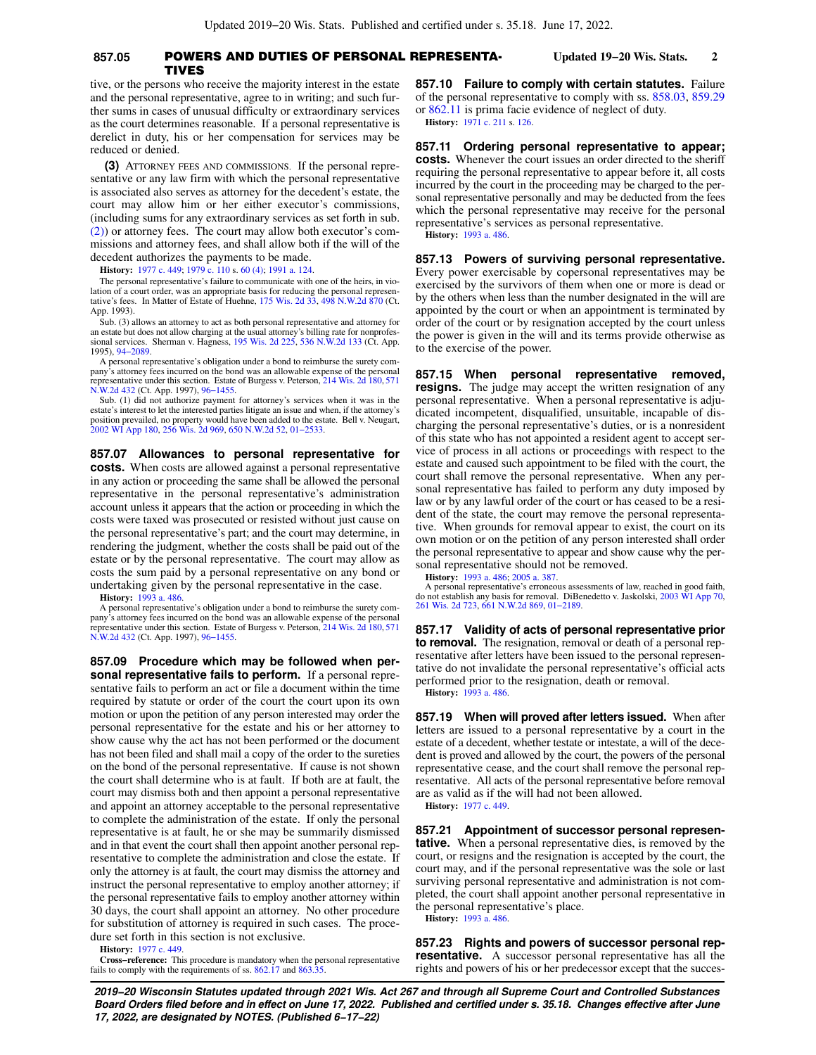tive, or the persons who receive the majority interest in the estate and the personal representative, agree to in writing; and such further sums in cases of unusual difficulty or extraordinary services as the court determines reasonable. If a personal representative is derelict in duty, his or her compensation for services may be reduced or denied.

**(3)** ATTORNEY FEES AND COMMISSIONS. If the personal representative or any law firm with which the personal representative is associated also serves as attorney for the decedent's estate, the court may allow him or her either executor's commissions, (including sums for any extraordinary services as set forth in sub. (2)) or attorney fees. The court may allow both executor's commissions and attorney fees, and shall allow both if the will of the decedent authorizes the payments to be made.

**History:** 1977 c. 449; 1979 c. 110 s. 60 (4); 1991 a. 124.

The personal representative's failure to communicate with one of the heirs, in violation of a court order, was an appropriate basis for reducing the personal representative's fees. In Matter of Estate of Huehne, 175 Wis. 2d 33, 498 N.W.2d 870 (Ct. App. 1993).

Sub. (3) allows an attorney to act as both personal representative and attorney for an estate but does not allow charging at the usual attorney's billing rate for nonprofessional services. Sherman v. Hagness, 195 Wis. 2d 225, 536 N.W.2d 133 (Ct. App. 1995), 94–2089.

A personal representative's obligation under a bond to reimburse the surety company's attorney fees incurred on the bond was an allowable expense of the personal representative under this section. Estate of Burgess v. Peterson, 214 Wis. 2d 180, 571 N.W.2d 432 (Ct. App. 1997), 96–1455.

Sub. (1) did not authorize payment for attorney's services when it was in the estate's interest to let the interested parties litigate an issue and when, if the attorney's position prevailed, no property would have been added to the estate. Bell v. Neugart, 2002 WI App 180, 256 Wis. 2d 969, 650 N.W.2d 52, 01–2533.

**857.07 Allowances to personal representative for costs.** When costs are allowed against a personal representative in any action or proceeding the same shall be allowed the personal representative in the personal representative's administration account unless it appears that the action or proceeding in which the costs were taxed was prosecuted or resisted without just cause on the personal representative's part; and the court may determine, in rendering the judgment, whether the costs shall be paid out of the estate or by the personal representative. The court may allow as costs the sum paid by a personal representative on any bond or undertaking given by the personal representative in the case.

**History:** 1993 a. 486.

A personal representative's obligation under a bond to reimburse the surety company's attorney fees incurred on the bond was an allowable expense of the personal representative under this section. Estate of Burgess v. Peterson, 214 Wis. 2d 180, 571 N.W.2d 432 (Ct. App. 1997), 96–1455.

**857.09 Procedure which may be followed when personal representative fails to perform.** If a personal representative fails to perform an act or file a document within the time required by statute or order of the court the court upon its own motion or upon the petition of any person interested may order the personal representative for the estate and his or her attorney to show cause why the act has not been performed or the document has not been filed and shall mail a copy of the order to the sureties on the bond of the personal representative. If cause is not shown the court shall determine who is at fault. If both are at fault, the court may dismiss both and then appoint a personal representative and appoint an attorney acceptable to the personal representative to complete the administration of the estate. If only the personal representative is at fault, he or she may be summarily dismissed and in that event the court shall then appoint another personal representative to complete the administration and close the estate. If only the attorney is at fault, the court may dismiss the attorney and instruct the personal representative to employ another attorney; if the personal representative fails to employ another attorney within 30 days, the court shall appoint an attorney. No other procedure for substitution of attorney is required in such cases. The procedure set forth in this section is not exclusive.

**History:** 1977 c. 449.

**Cross–reference:** This procedure is mandatory when the personal representative fails to comply with the requirements of ss. 862.17 and 863.35.

**857.10 Failure to comply with certain statutes.** Failure of the personal representative to comply with ss. 858.03, 859.29 or 862.11 is prima facie evidence of neglect of duty.

**History:** 1971 c. 211 s. 126.

**857.11 Ordering personal representative to appear; costs.** Whenever the court issues an order directed to the sheriff requiring the personal representative to appear before it, all costs incurred by the court in the proceeding may be charged to the personal representative personally and may be deducted from the fees which the personal representative may receive for the personal representative's services as personal representative.

**History:** 1993 a. 486.

**857.13 Powers of surviving personal representative.** Every power exercisable by copersonal representatives may be exercised by the survivors of them when one or more is dead or by the others when less than the number designated in the will are appointed by the court or when an appointment is terminated by order of the court or by resignation accepted by the court unless the power is given in the will and its terms provide otherwise as to the exercise of the power.

**857.15 When personal representative removed, resigns.** The judge may accept the written resignation of any personal representative. When a personal representative is adjudicated incompetent, disqualified, unsuitable, incapable of discharging the personal representative's duties, or is a nonresident of this state who has not appointed a resident agent to accept service of process in all actions or proceedings with respect to the estate and caused such appointment to be filed with the court, the court shall remove the personal representative. When any personal representative has failed to perform any duty imposed by law or by any lawful order of the court or has ceased to be a resident of the state, the court may remove the personal representative. When grounds for removal appear to exist, the court on its own motion or on the petition of any person interested shall order the personal representative to appear and show cause why the personal representative should not be removed.

**History:** 1993 a. 486; 2005 a. 387.

A personal representative's erroneous assessments of law, reached in good faith, do not establish any basis for removal. DiBenedetto v. Jaskolski, 2003 WI App 70, 261 Wis. 2d 723, 661 N.W.2d 869, 01–2189.

**857.17 Validity of acts of personal representative prior to removal.** The resignation, removal or death of a personal representative after letters have been issued to the personal representative do not invalidate the personal representative's official acts performed prior to the resignation, death or removal.

**History:** 1993 a. 486.

**857.19 When will proved after letters issued.** When after letters are issued to a personal representative by a court in the estate of a decedent, whether testate or intestate, a will of the decedent is proved and allowed by the court, the powers of the personal representative cease, and the court shall remove the personal representative. All acts of the personal representative before removal are as valid as if the will had not been allowed.

**History:** 1977 c. 449.

**857.21 Appointment of successor personal representative.** When a personal representative dies, is removed by the court, or resigns and the resignation is accepted by the court, the court may, and if the personal representative was the sole or last surviving personal representative and administration is not completed, the court shall appoint another personal representative in the personal representative's place.

**History:** 1993 a. 486.

**857.23 Rights and powers of successor personal representative.** A successor personal representative has all the rights and powers of his or her predecessor except that the succes-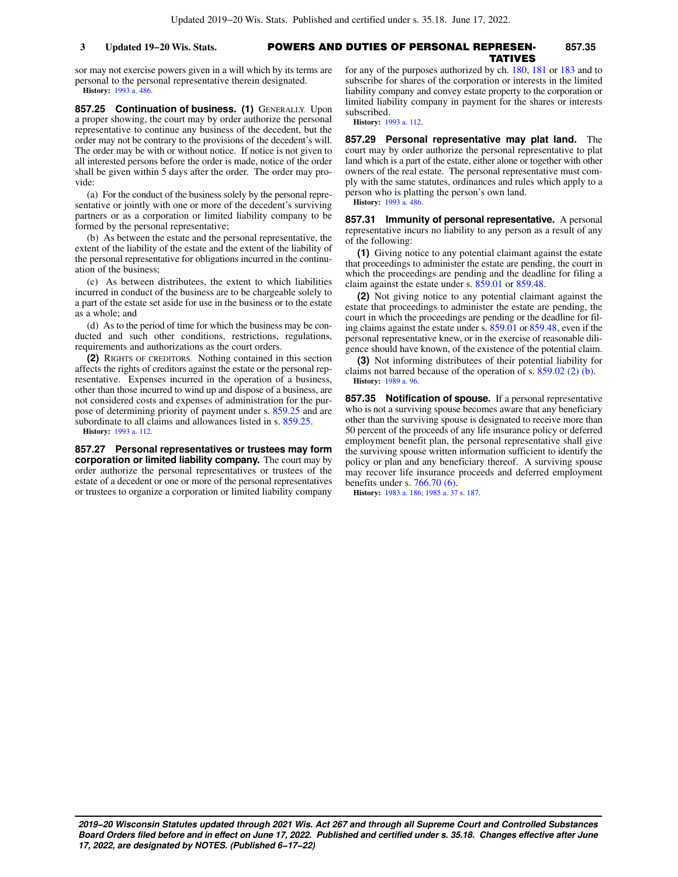sor may not exercise powers given in a will which by its terms are personal to the personal representative therein designated.

**History:** 1993 a. 486.

**857.25 Continuation of business.** **(1)** GENERALLY. Upon a proper showing, the court may by order authorize the personal representative to continue any business of the decedent, but the order may not be contrary to the provisions of the decedent's will. The order may be with or without notice. If notice is not given to all interested persons before the order is made, notice of the order shall be given within 5 days after the order. The order may provide:

(a) For the conduct of the business solely by the personal representative or jointly with one or more of the decedent's surviving partners or as a corporation or limited liability company to be formed by the personal representative;

(b) As between the estate and the personal representative, the extent of the liability of the estate and the extent of the liability of the personal representative for obligations incurred in the continuation of the business;

(c) As between distributees, the extent to which liabilities incurred in conduct of the business are to be chargeable solely to a part of the estate set aside for use in the business or to the estate as a whole; and

(d) As to the period of time for which the business may be conducted and such other conditions, restrictions, regulations, requirements and authorizations as the court orders.

**(2)** RIGHTS OF CREDITORS. Nothing contained in this section affects the rights of creditors against the estate or the personal representative. Expenses incurred in the operation of a business, other than those incurred to wind up and dispose of a business, are not considered costs and expenses of administration for the purpose of determining priority of payment under s. 859.25 and are subordinate to all claims and allowances listed in s. 859.25.

**History:** 1993 a. 112.

**857.27 Personal representatives or trustees may form corporation or limited liability company.** The court may by order authorize the personal representatives or trustees of the estate of a decedent or one or more of the personal representatives or trustees to organize a corporation or limited liability company for any of the purposes authorized by ch. 180, 181 or 183 and to subscribe for shares of the corporation or interests in the limited liability company and convey estate property to the corporation or limited liability company in payment for the shares or interests subscribed.

**History:** 1993 a. 112.

**857.29 Personal representative may plat land.** The court may by order authorize the personal representative to plat land which is a part of the estate, either alone or together with other owners of the real estate. The personal representative must comply with the same statutes, ordinances and rules which apply to a person who is platting the person's own land.

**History:** 1993 a. 486.

**857.31 Immunity of personal representative.** A personal representative incurs no liability to any person as a result of any of the following:

**(1)** Giving notice to any potential claimant against the estate that proceedings to administer the estate are pending, the court in which the proceedings are pending and the deadline for filing a claim against the estate under s. 859.01 or 859.48.

**(2)** Not giving notice to any potential claimant against the estate that proceedings to administer the estate are pending, the court in which the proceedings are pending or the deadline for filing claims against the estate under s. 859.01 or 859.48, even if the personal representative knew, or in the exercise of reasonable diligence should have known, of the existence of the potential claim.

**(3)** Not informing distributees of their potential liability for claims not barred because of the operation of s. 859.02 (2) (b).

**History:** 1989 a. 96.

**857.35 Notification of spouse.** If a personal representative who is not a surviving spouse becomes aware that any beneficiary other than the surviving spouse is designated to receive more than 50 percent of the proceeds of any life insurance policy or deferred employment benefit plan, the personal representative shall give the surviving spouse written information sufficient to identify the policy or plan and any beneficiary thereof. A surviving spouse may recover life insurance proceeds and deferred employment benefits under s. 766.70 (6).

**History:** 1983 a. 186; 1985 a. 37 s. 187.